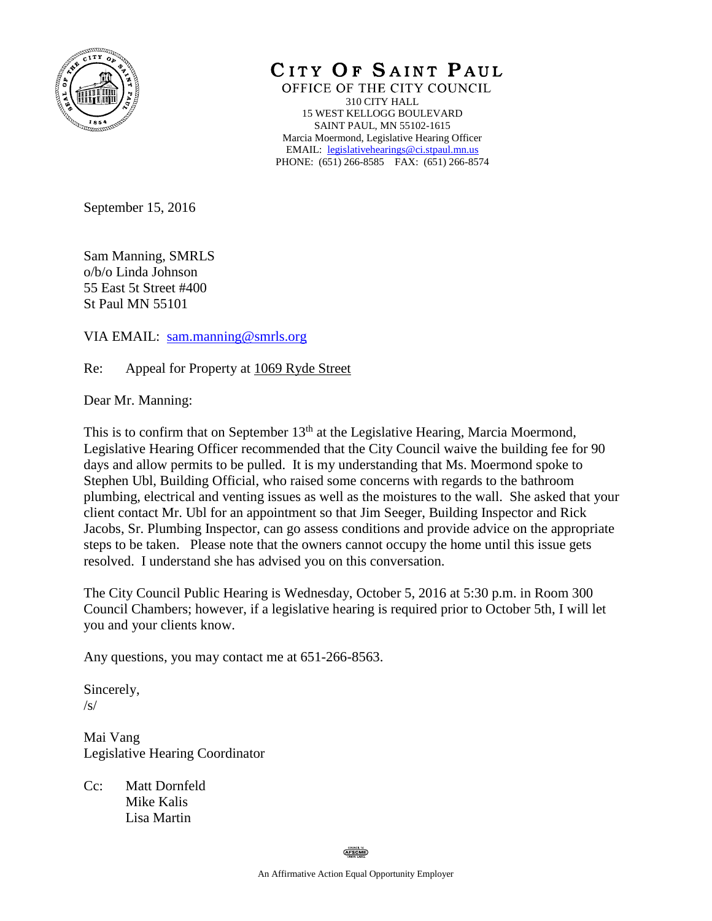# CITY OF SAINT PAUL

OFFICE OF THE CITY COUNCIL
310 CITY HALL
15 WEST KELLOGG BOULEVARD
SAINT PAUL, MN 55102-1615
Marcia Moermond, Legislative Hearing Officer
EMAIL: legislativehearings@ci.stpaul.mn.us
PHONE: (651) 266-8585 FAX: (651) 266-8574

September 15, 2016

Sam Manning, SMRLS
o/b/o Linda Johnson
55 East 5t Street #400
St Paul MN 55101

VIA EMAIL: sam.manning@smrls.org

Re: Appeal for Property at 1069 Ryde Street

Dear Mr. Manning:

This is to confirm that on September 13th at the Legislative Hearing, Marcia Moermond, Legislative Hearing Officer recommended that the City Council waive the building fee for 90 days and allow permits to be pulled. It is my understanding that Ms. Moermond spoke to Stephen Ubl, Building Official, who raised some concerns with regards to the bathroom plumbing, electrical and venting issues as well as the moistures to the wall. She asked that your client contact Mr. Ubl for an appointment so that Jim Seeger, Building Inspector and Rick Jacobs, Sr. Plumbing Inspector, can go assess conditions and provide advice on the appropriate steps to be taken. Please note that the owners cannot occupy the home until this issue gets resolved. I understand she has advised you on this conversation.

The City Council Public Hearing is Wednesday, October 5, 2016 at 5:30 p.m. in Room 300 Council Chambers; however, if a legislative hearing is required prior to October 5th, I will let you and your clients know.

Any questions, you may contact me at 651-266-8563.

Sincerely,
/s/

Mai Vang
Legislative Hearing Coordinator

Cc: Matt Dornfeld
Mike Kalis
Lisa Martin

An Affirmative Action Equal Opportunity Employer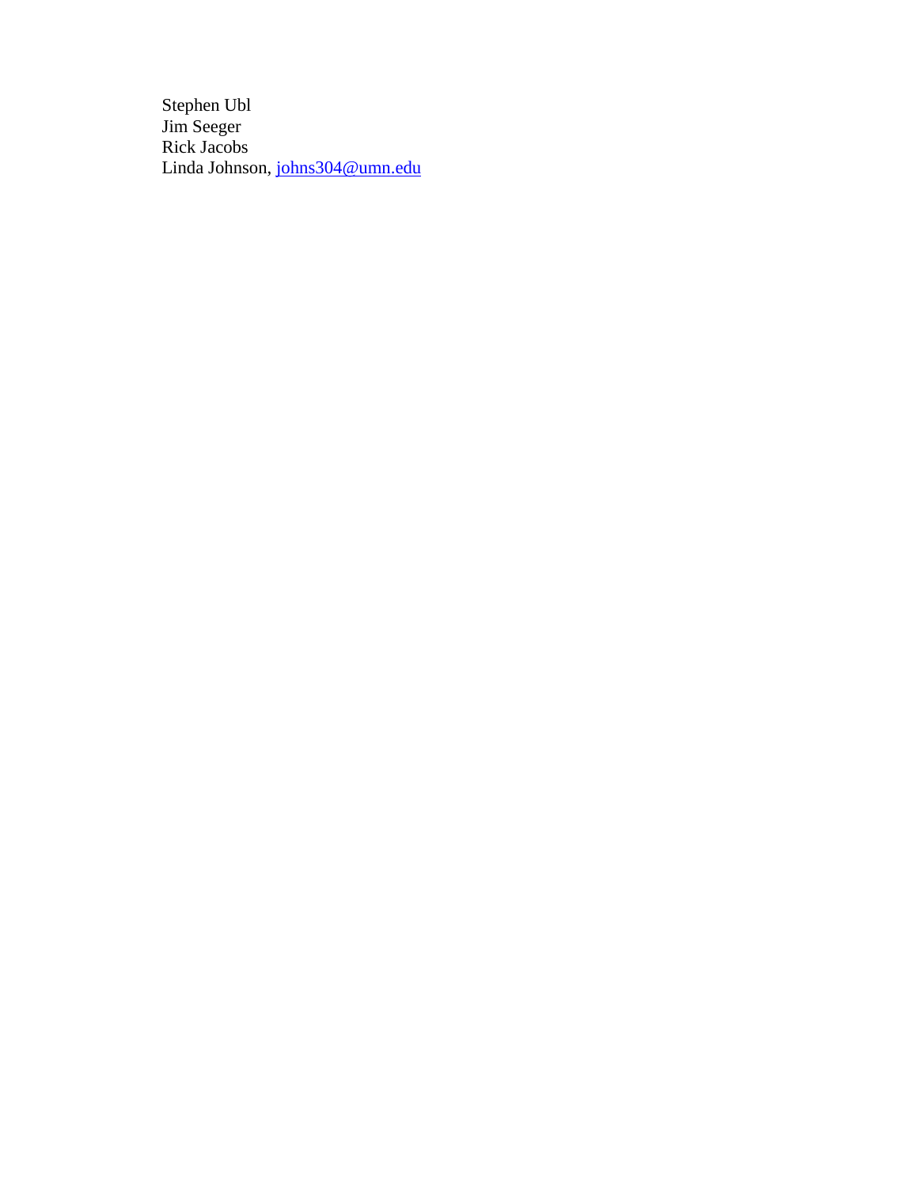Stephen Ubl
Jim Seeger
Rick Jacobs
Linda Johnson, johns304@umn.edu